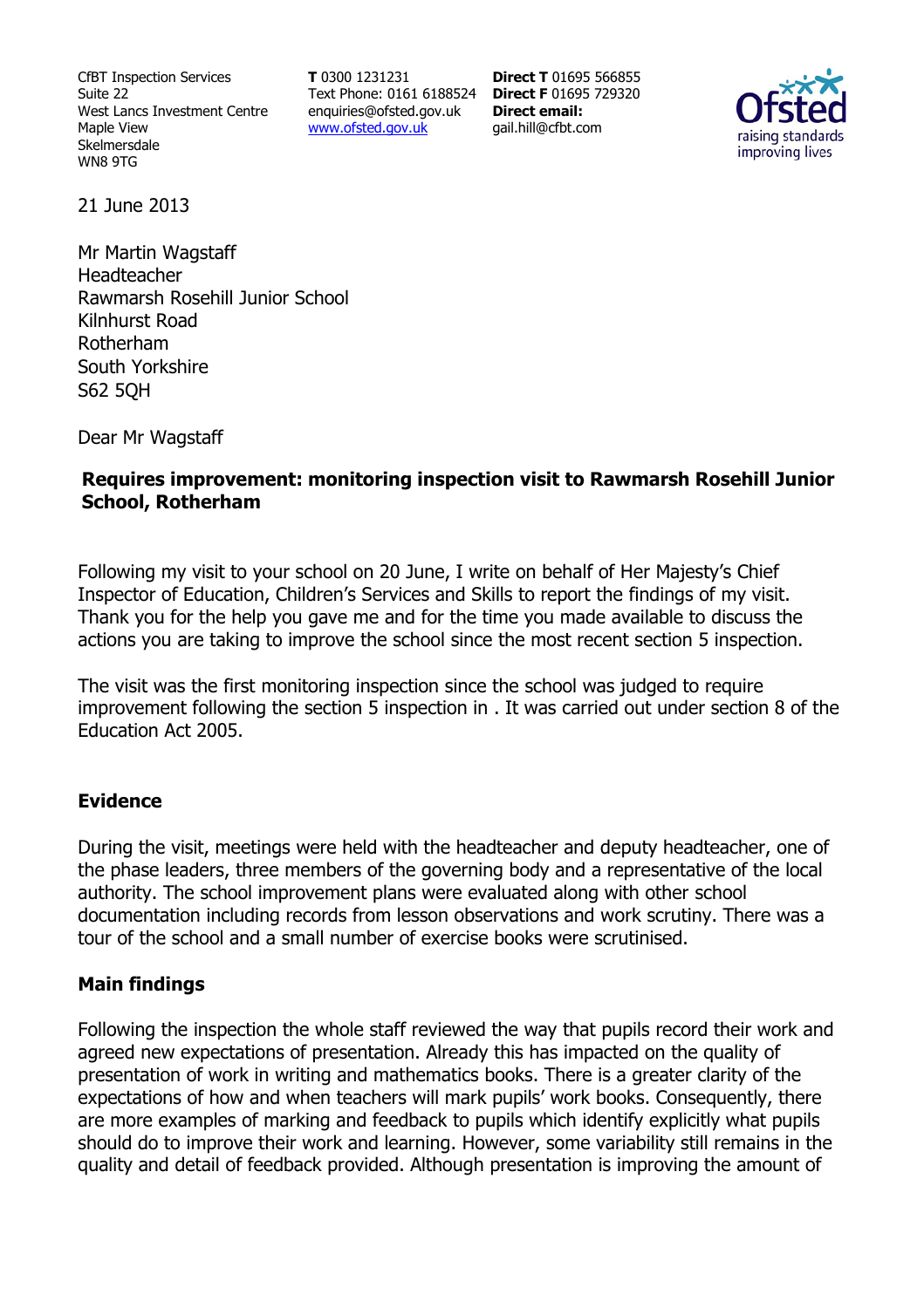CfBT Inspection Services
Suite 22
West Lancs Investment Centre
Maple View
Skelmersdale
WN8 9TG

**T** 0300 1231231
Text Phone: 0161 6188524
enquiries@ofsted.gov.uk
[www.ofsted.gov.uk](http://www.ofsted.gov.uk)

**Direct T** 01695 566855
**Direct F** 01695 729320
**Direct email:**
gail.hill@cfbt.com

Ofsted
raising standards
improving lives

21 June 2013

Mr Martin Wagstaff
Headteacher
Rawmarsh Rosehill Junior School
Kilnhurst Road
Rotherham
South Yorkshire
S62 5QH

Dear Mr Wagstaff

**Requires improvement: monitoring inspection visit to Rawmarsh Rosehill Junior School, Rotherham**

Following my visit to your school on 20 June, I write on behalf of Her Majesty's Chief Inspector of Education, Children's Services and Skills to report the findings of my visit. Thank you for the help you gave me and for the time you made available to discuss the actions you are taking to improve the school since the most recent section 5 inspection.

The visit was the first monitoring inspection since the school was judged to require improvement following the section 5 inspection in . It was carried out under section 8 of the Education Act 2005.

## Evidence

During the visit, meetings were held with the headteacher and deputy headteacher, one of the phase leaders, three members of the governing body and a representative of the local authority. The school improvement plans were evaluated along with other school documentation including records from lesson observations and work scrutiny. There was a tour of the school and a small number of exercise books were scrutinised.

## Main findings

Following the inspection the whole staff reviewed the way that pupils record their work and agreed new expectations of presentation. Already this has impacted on the quality of presentation of work in writing and mathematics books. There is a greater clarity of the expectations of how and when teachers will mark pupils' work books. Consequently, there are more examples of marking and feedback to pupils which identify explicitly what pupils should do to improve their work and learning. However, some variability still remains in the quality and detail of feedback provided. Although presentation is improving the amount of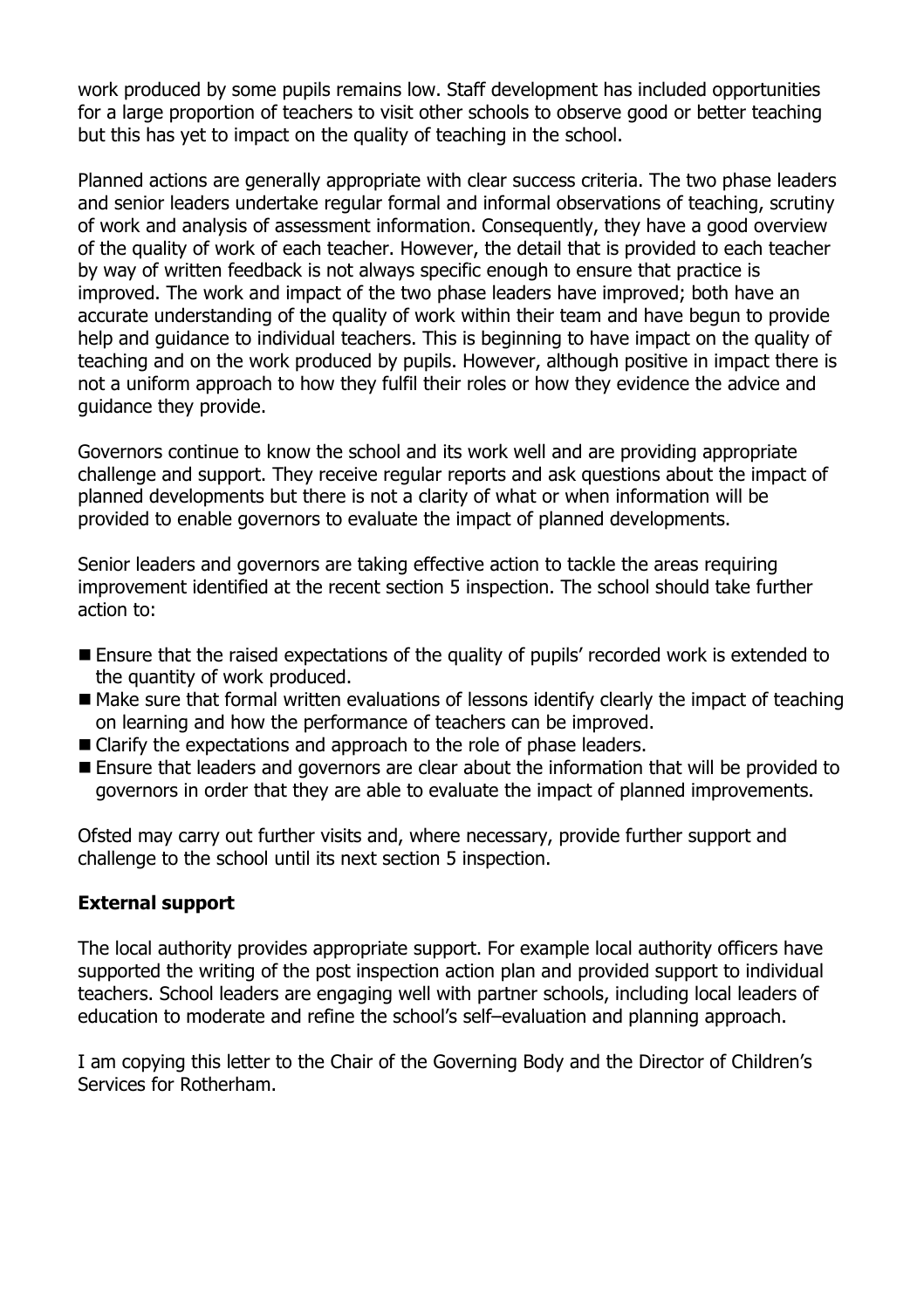work produced by some pupils remains low. Staff development has included opportunities for a large proportion of teachers to visit other schools to observe good or better teaching but this has yet to impact on the quality of teaching in the school.

Planned actions are generally appropriate with clear success criteria. The two phase leaders and senior leaders undertake regular formal and informal observations of teaching, scrutiny of work and analysis of assessment information. Consequently, they have a good overview of the quality of work of each teacher. However, the detail that is provided to each teacher by way of written feedback is not always specific enough to ensure that practice is improved. The work and impact of the two phase leaders have improved; both have an accurate understanding of the quality of work within their team and have begun to provide help and guidance to individual teachers. This is beginning to have impact on the quality of teaching and on the work produced by pupils. However, although positive in impact there is not a uniform approach to how they fulfil their roles or how they evidence the advice and guidance they provide.

Governors continue to know the school and its work well and are providing appropriate challenge and support. They receive regular reports and ask questions about the impact of planned developments but there is not a clarity of what or when information will be provided to enable governors to evaluate the impact of planned developments.

Senior leaders and governors are taking effective action to tackle the areas requiring improvement identified at the recent section 5 inspection. The school should take further action to:

- Ensure that the raised expectations of the quality of pupils' recorded work is extended to the quantity of work produced.
- Make sure that formal written evaluations of lessons identify clearly the impact of teaching on learning and how the performance of teachers can be improved.
- Clarify the expectations and approach to the role of phase leaders.
- Ensure that leaders and governors are clear about the information that will be provided to governors in order that they are able to evaluate the impact of planned improvements.

Ofsted may carry out further visits and, where necessary, provide further support and challenge to the school until its next section 5 inspection.

## External support

The local authority provides appropriate support. For example local authority officers have supported the writing of the post inspection action plan and provided support to individual teachers. School leaders are engaging well with partner schools, including local leaders of education to moderate and refine the school's self–evaluation and planning approach.

I am copying this letter to the Chair of the Governing Body and the Director of Children's Services for Rotherham.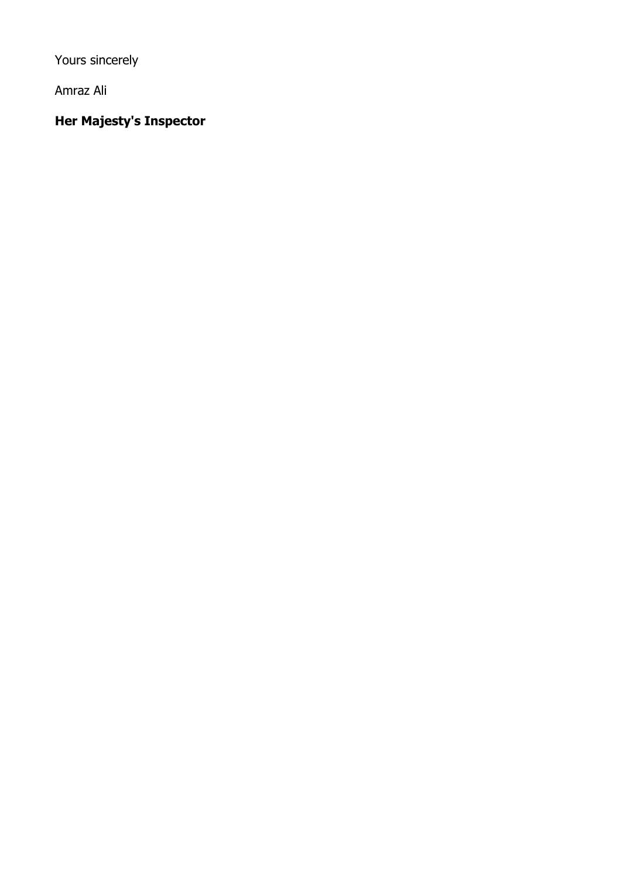Yours sincerely

Amraz Ali

**Her Majesty's Inspector**